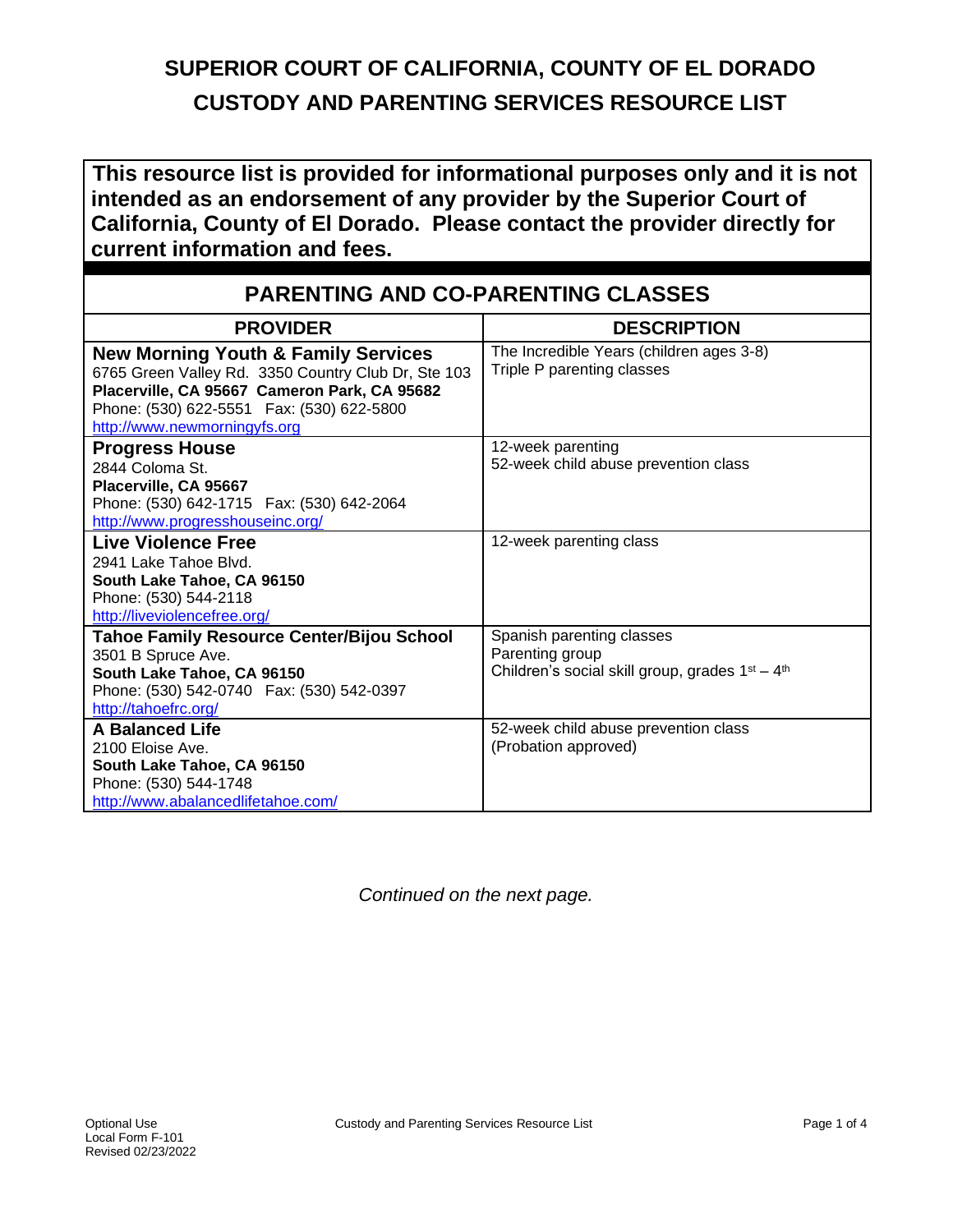# SUPERIOR COURT OF CALIFORNIA, COUNTY OF EL DORADO
# CUSTODY AND PARENTING SERVICES RESOURCE LIST

**This resource list is provided for informational purposes only and it is not intended as an endorsement of any provider by the Superior Court of California, County of El Dorado. Please contact the provider directly for current information and fees.**

## PARENTING AND CO-PARENTING CLASSES

| PROVIDER | DESCRIPTION |
|---|---|
| **New Morning Youth & Family Services**<br>6765 Green Valley Rd. 3350 Country Club Dr, Ste 103<br>**Placerville, CA 95667 Cameron Park, CA 95682**<br>Phone: (530) 622-5551 Fax: (530) 622-5800<br>http://www.newmorningyfs.org | The Incredible Years (children ages 3-8)<br>Triple P parenting classes |
| **Progress House**<br>2844 Coloma St.<br>**Placerville, CA 95667**<br>Phone: (530) 642-1715 Fax: (530) 642-2064<br>http://www.progresshouseinc.org/ | 12-week parenting<br>52-week child abuse prevention class |
| **Live Violence Free**<br>2941 Lake Tahoe Blvd.<br>**South Lake Tahoe, CA 96150**<br>Phone: (530) 544-2118<br>http://liveviolencefree.org/ | 12-week parenting class |
| **Tahoe Family Resource Center/Bijou School**<br>3501 B Spruce Ave.<br>**South Lake Tahoe, CA 96150**<br>Phone: (530) 542-0740 Fax: (530) 542-0397<br>http://tahoefrc.org/ | Spanish parenting classes<br>Parenting group<br>Children's social skill group, grades 1st – 4th |
| **A Balanced Life**<br>2100 Eloise Ave.<br>**South Lake Tahoe, CA 96150**<br>Phone: (530) 544-1748<br>http://www.abalancedlifetahoe.com/ | 52-week child abuse prevention class<br>(Probation approved) |

*Continued on the next page.*

Optional Use
Local Form F-101
Revised 02/23/2022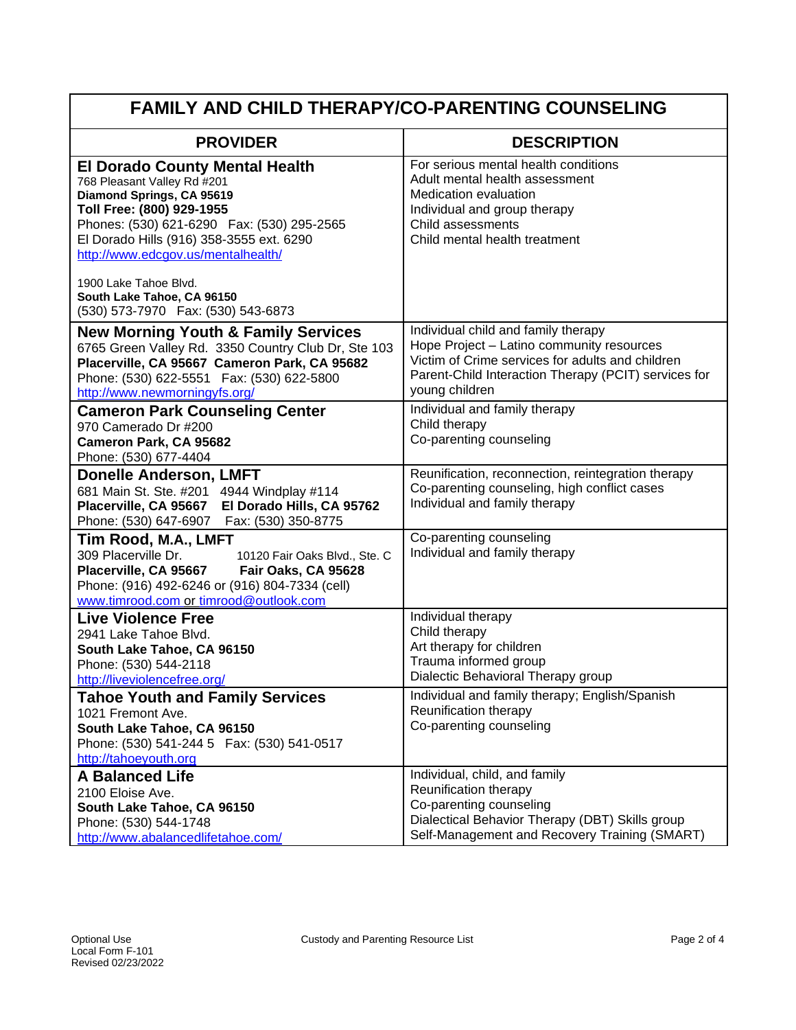# FAMILY AND CHILD THERAPY/CO-PARENTING COUNSELING

| PROVIDER | DESCRIPTION |
|---|---|
| **El Dorado County Mental Health**<br>768 Pleasant Valley Rd #201<br>**Diamond Springs, CA 95619**<br>**Toll Free: (800) 929-1955**<br>Phones: (530) 621-6290 Fax: (530) 295-2565<br>El Dorado Hills (916) 358-3555 ext. 6290<br>http://www.edcgov.us/mentalhealth/<br><br>1900 Lake Tahoe Blvd.<br>**South Lake Tahoe, CA 96150**<br>(530) 573-7970 Fax: (530) 543-6873 | For serious mental health conditions<br>Adult mental health assessment<br>Medication evaluation<br>Individual and group therapy<br>Child assessments<br>Child mental health treatment |
| **New Morning Youth & Family Services**<br>6765 Green Valley Rd. 3350 Country Club Dr, Ste 103<br>**Placerville, CA 95667 Cameron Park, CA 95682**<br>Phone: (530) 622-5551 Fax: (530) 622-5800<br>http://www.newmorningyfs.org/ | Individual child and family therapy<br>Hope Project – Latino community resources<br>Victim of Crime services for adults and children<br>Parent-Child Interaction Therapy (PCIT) services for young children |
| **Cameron Park Counseling Center**<br>970 Camerado Dr #200<br>**Cameron Park, CA 95682**<br>Phone: (530) 677-4404 | Individual and family therapy<br>Child therapy<br>Co-parenting counseling |
| **Donelle Anderson, LMFT**<br>681 Main St. Ste. #201 4944 Windplay #114<br>**Placerville, CA 95667 El Dorado Hills, CA 95762**<br>Phone: (530) 647-6907 Fax: (530) 350-8775 | Reunification, reconnection, reintegration therapy<br>Co-parenting counseling, high conflict cases<br>Individual and family therapy |
| **Tim Rood, M.A., LMFT**<br>309 Placerville Dr. 10120 Fair Oaks Blvd., Ste. C<br>**Placerville, CA 95667 Fair Oaks, CA 95628**<br>Phone: (916) 492-6246 or (916) 804-7334 (cell)<br>www.timrood.com or timrood@outlook.com | Co-parenting counseling<br>Individual and family therapy |
| **Live Violence Free**<br>2941 Lake Tahoe Blvd.<br>**South Lake Tahoe, CA 96150**<br>Phone: (530) 544-2118<br>http://liveviolencefree.org/ | Individual therapy<br>Child therapy<br>Art therapy for children<br>Trauma informed group<br>Dialectic Behavioral Therapy group |
| **Tahoe Youth and Family Services**<br>1021 Fremont Ave.<br>**South Lake Tahoe, CA 96150**<br>Phone: (530) 541-244 5 Fax: (530) 541-0517<br>http://tahoeyouth.org | Individual and family therapy; English/Spanish<br>Reunification therapy<br>Co-parenting counseling |
| **A Balanced Life**<br>2100 Eloise Ave.<br>**South Lake Tahoe, CA 96150**<br>Phone: (530) 544-1748<br>http://www.abalancedlifetahoe.com/ | Individual, child, and family<br>Reunification therapy<br>Co-parenting counseling<br>Dialectical Behavior Therapy (DBT) Skills group<br>Self-Management and Recovery Training (SMART) |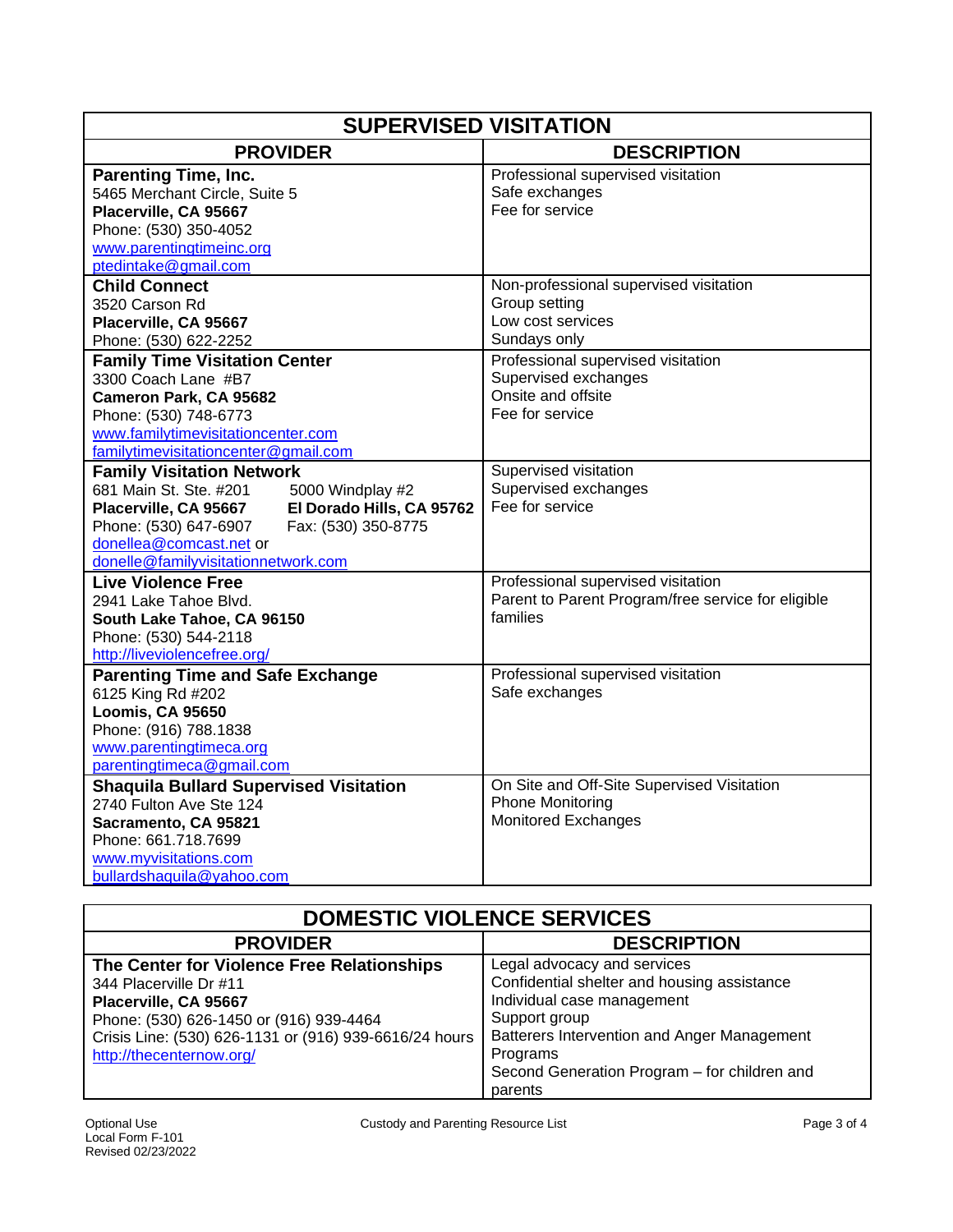## SUPERVISED VISITATION

| PROVIDER | DESCRIPTION |
|---|---|
| **Parenting Time, Inc.**<br>5465 Merchant Circle, Suite 5<br>**Placerville, CA 95667**<br>Phone: (530) 350-4052<br>www.parentingtimeinc.org<br>ptedintake@gmail.com | Professional supervised visitation<br>Safe exchanges<br>Fee for service |
| **Child Connect**<br>3520 Carson Rd<br>**Placerville, CA 95667**<br>Phone: (530) 622-2252 | Non-professional supervised visitation<br>Group setting<br>Low cost services<br>Sundays only |
| **Family Time Visitation Center**<br>3300 Coach Lane #B7<br>**Cameron Park, CA 95682**<br>Phone: (530) 748-6773<br>www.familytimevisitationcenter.com<br>familytimevisitationcenter@gmail.com | Professional supervised visitation<br>Supervised exchanges<br>Onsite and offsite<br>Fee for service |
| **Family Visitation Network**<br>681 Main St. Ste. #201 5000 Windplay #2<br>**Placerville, CA 95667** **El Dorado Hills, CA 95762**<br>Phone: (530) 647-6907 Fax: (530) 350-8775<br>donellea@comcast.net or<br>donelle@familyvisitationnetwork.com | Supervised visitation<br>Supervised exchanges<br>Fee for service |
| **Live Violence Free**<br>2941 Lake Tahoe Blvd.<br>**South Lake Tahoe, CA 96150**<br>Phone: (530) 544-2118<br>http://liveviolencefree.org/ | Professional supervised visitation<br>Parent to Parent Program/free service for eligible families |
| **Parenting Time and Safe Exchange**<br>6125 King Rd #202<br>**Loomis, CA 95650**<br>Phone: (916) 788.1838<br>www.parentingtimeca.org<br>parentingtimeca@gmail.com | Professional supervised visitation<br>Safe exchanges |
| **Shaquila Bullard Supervised Visitation**<br>2740 Fulton Ave Ste 124<br>**Sacramento, CA 95821**<br>Phone: 661.718.7699<br>www.myvisitations.com<br>bullardshaquila@yahoo.com | On Site and Off-Site Supervised Visitation<br>Phone Monitoring<br>Monitored Exchanges |

## DOMESTIC VIOLENCE SERVICES

| PROVIDER | DESCRIPTION |
|---|---|
| **The Center for Violence Free Relationships**<br>344 Placerville Dr #11<br>**Placerville, CA 95667**<br>Phone: (530) 626-1450 or (916) 939-4464<br>Crisis Line: (530) 626-1131 or (916) 939-6616/24 hours<br>http://thecenternow.org/ | Legal advocacy and services<br>Confidential shelter and housing assistance<br>Individual case management<br>Support group<br>Batterers Intervention and Anger Management Programs<br>Second Generation Program – for children and parents |

Optional Use
Local Form F-101
Revised 02/23/2022

Custody and Parenting Resource List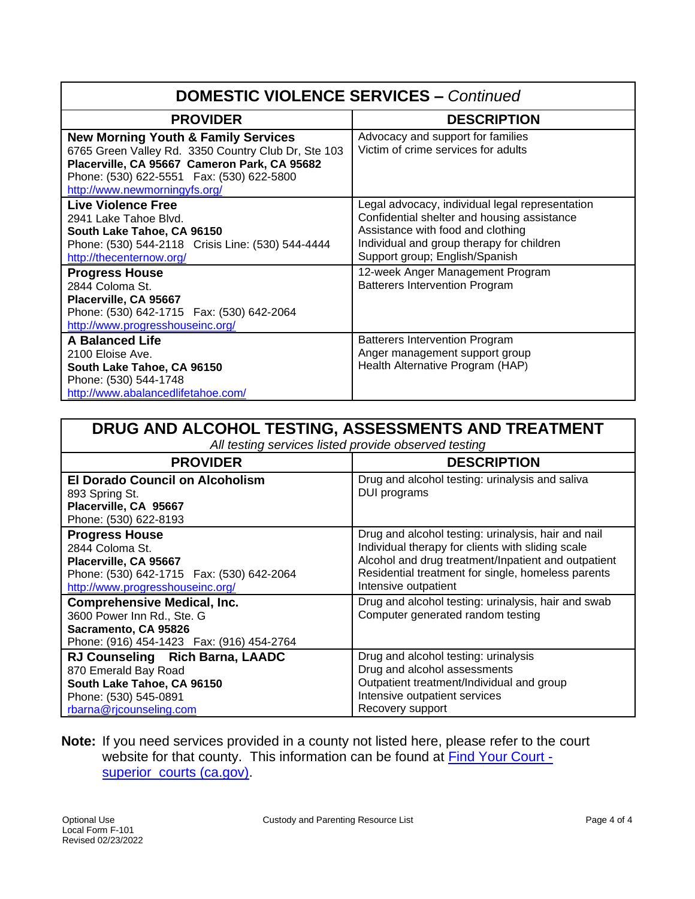## DOMESTIC VIOLENCE SERVICES – *Continued*

| PROVIDER | DESCRIPTION |
|---|---|
| **New Morning Youth & Family Services**<br>6765 Green Valley Rd. 3350 Country Club Dr, Ste 103<br>**Placerville, CA 95667 Cameron Park, CA 95682**<br>Phone: (530) 622-5551 Fax: (530) 622-5800<br>http://www.newmorningyfs.org/ | Advocacy and support for families<br>Victim of crime services for adults |
| **Live Violence Free**<br>2941 Lake Tahoe Blvd.<br>**South Lake Tahoe, CA 96150**<br>Phone: (530) 544-2118 Crisis Line: (530) 544-4444<br>http://thecenternow.org/ | Legal advocacy, individual legal representation<br>Confidential shelter and housing assistance<br>Assistance with food and clothing<br>Individual and group therapy for children<br>Support group; English/Spanish |
| **Progress House**<br>2844 Coloma St.<br>**Placerville, CA 95667**<br>Phone: (530) 642-1715 Fax: (530) 642-2064<br>http://www.progresshouseinc.org/ | 12-week Anger Management Program<br>Batterers Intervention Program |
| **A Balanced Life**<br>2100 Eloise Ave.<br>**South Lake Tahoe, CA 96150**<br>Phone: (530) 544-1748<br>http://www.abalancedlifetahoe.com/ | Batterers Intervention Program<br>Anger management support group<br>Health Alternative Program (HAP) |

## DRUG AND ALCOHOL TESTING, ASSESSMENTS AND TREATMENT

*All testing services listed provide observed testing*

| PROVIDER | DESCRIPTION |
|---|---|
| **El Dorado Council on Alcoholism**<br>893 Spring St.<br>**Placerville, CA 95667**<br>Phone: (530) 622-8193 | Drug and alcohol testing: urinalysis and saliva<br>DUI programs |
| **Progress House**<br>2844 Coloma St.<br>**Placerville, CA 95667**<br>Phone: (530) 642-1715 Fax: (530) 642-2064<br>http://www.progresshouseinc.org/ | Drug and alcohol testing: urinalysis, hair and nail<br>Individual therapy for clients with sliding scale<br>Alcohol and drug treatment/Inpatient and outpatient<br>Residential treatment for single, homeless parents<br>Intensive outpatient |
| **Comprehensive Medical, Inc.**<br>3600 Power Inn Rd., Ste. G<br>**Sacramento, CA 95826**<br>Phone: (916) 454-1423 Fax: (916) 454-2764 | Drug and alcohol testing: urinalysis, hair and swab<br>Computer generated random testing |
| **RJ Counseling Rich Barna, LAADC**<br>870 Emerald Bay Road<br>**South Lake Tahoe, CA 96150**<br>Phone: (530) 545-0891<br>rbarna@rjcounseling.com | Drug and alcohol testing: urinalysis<br>Drug and alcohol assessments<br>Outpatient treatment/Individual and group<br>Intensive outpatient services<br>Recovery support |

**Note:** If you need services provided in a county not listed here, please refer to the court website for that county. This information can be found at [Find Your Court - superior courts (ca.gov)](Find Your Court - superior courts (ca.gov)).

Optional Use
Local Form F-101
Revised 02/23/2022

Custody and Parenting Resource List